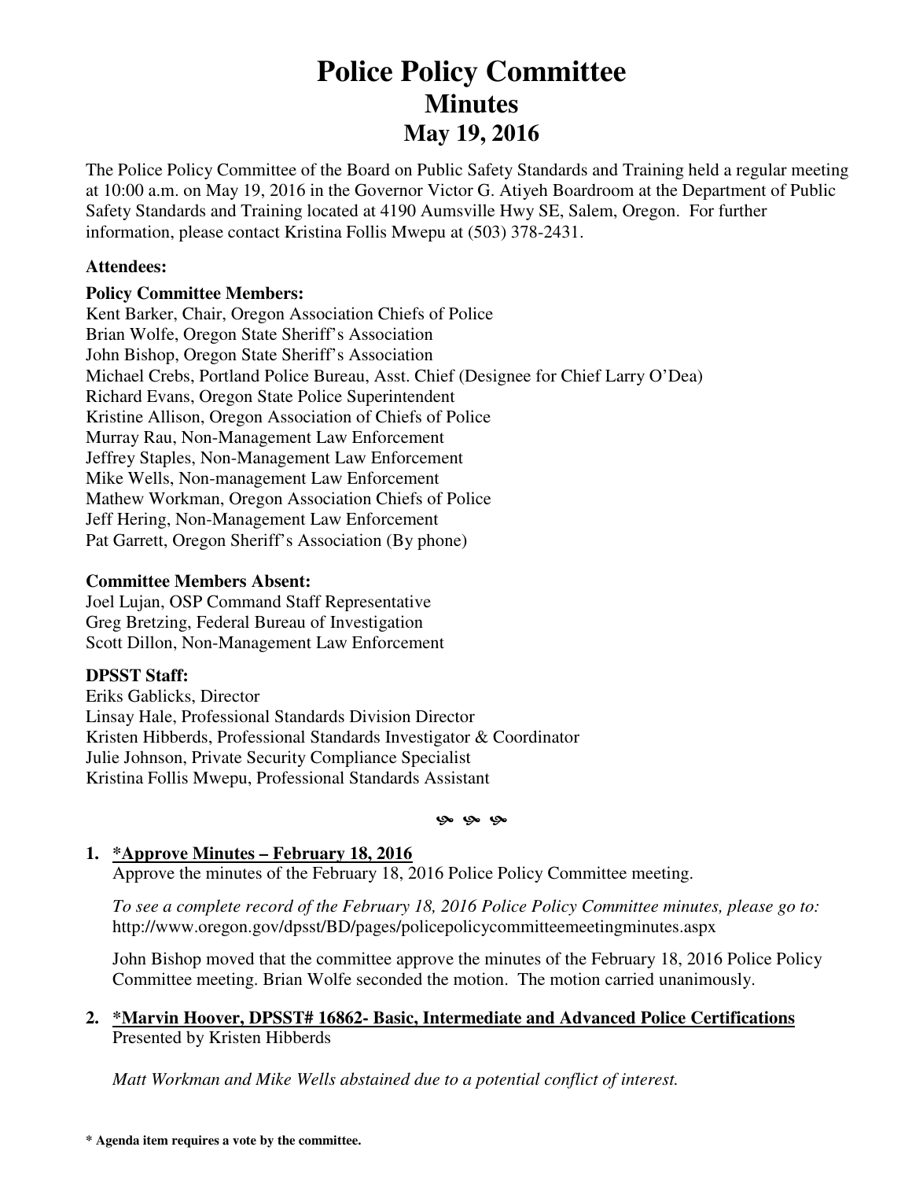# Police Policy Committee
## Minutes
## May 19, 2016

The Police Policy Committee of the Board on Public Safety Standards and Training held a regular meeting at 10:00 a.m. on May 19, 2016 in the Governor Victor G. Atiyeh Boardroom at the Department of Public Safety Standards and Training located at 4190 Aumsville Hwy SE, Salem, Oregon. For further information, please contact Kristina Follis Mwepu at (503) 378-2431.

**Attendees:**

**Policy Committee Members:**
Kent Barker, Chair, Oregon Association Chiefs of Police
Brian Wolfe, Oregon State Sheriff's Association
John Bishop, Oregon State Sheriff's Association
Michael Crebs, Portland Police Bureau, Asst. Chief (Designee for Chief Larry O'Dea)
Richard Evans, Oregon State Police Superintendent
Kristine Allison, Oregon Association of Chiefs of Police
Murray Rau, Non-Management Law Enforcement
Jeffrey Staples, Non-Management Law Enforcement
Mike Wells, Non-management Law Enforcement
Mathew Workman, Oregon Association Chiefs of Police
Jeff Hering, Non-Management Law Enforcement
Pat Garrett, Oregon Sheriff's Association (By phone)

**Committee Members Absent:**
Joel Lujan, OSP Command Staff Representative
Greg Bretzing, Federal Bureau of Investigation
Scott Dillon, Non-Management Law Enforcement

**DPSST Staff:**
Eriks Gablicks, Director
Linsay Hale, Professional Standards Division Director
Kristen Hibberds, Professional Standards Investigator & Coordinator
Julie Johnson, Private Security Compliance Specialist
Kristina Follis Mwepu, Professional Standards Assistant

---

1. **<u>*Approve Minutes – February 18, 2016</u>**
   Approve the minutes of the February 18, 2016 Police Policy Committee meeting.

   *To see a complete record of the February 18, 2016 Police Policy Committee minutes, please go to:* http://www.oregon.gov/dpsst/BD/pages/policepolicycommitteemeetingminutes.aspx

   John Bishop moved that the committee approve the minutes of the February 18, 2016 Police Policy Committee meeting. Brian Wolfe seconded the motion. The motion carried unanimously.

2. **<u>*Marvin Hoover, DPSST# 16862- Basic, Intermediate and Advanced Police Certifications</u>**
   Presented by Kristen Hibberds

   *Matt Workman and Mike Wells abstained due to a potential conflict of interest.*

**\* Agenda item requires a vote by the committee.**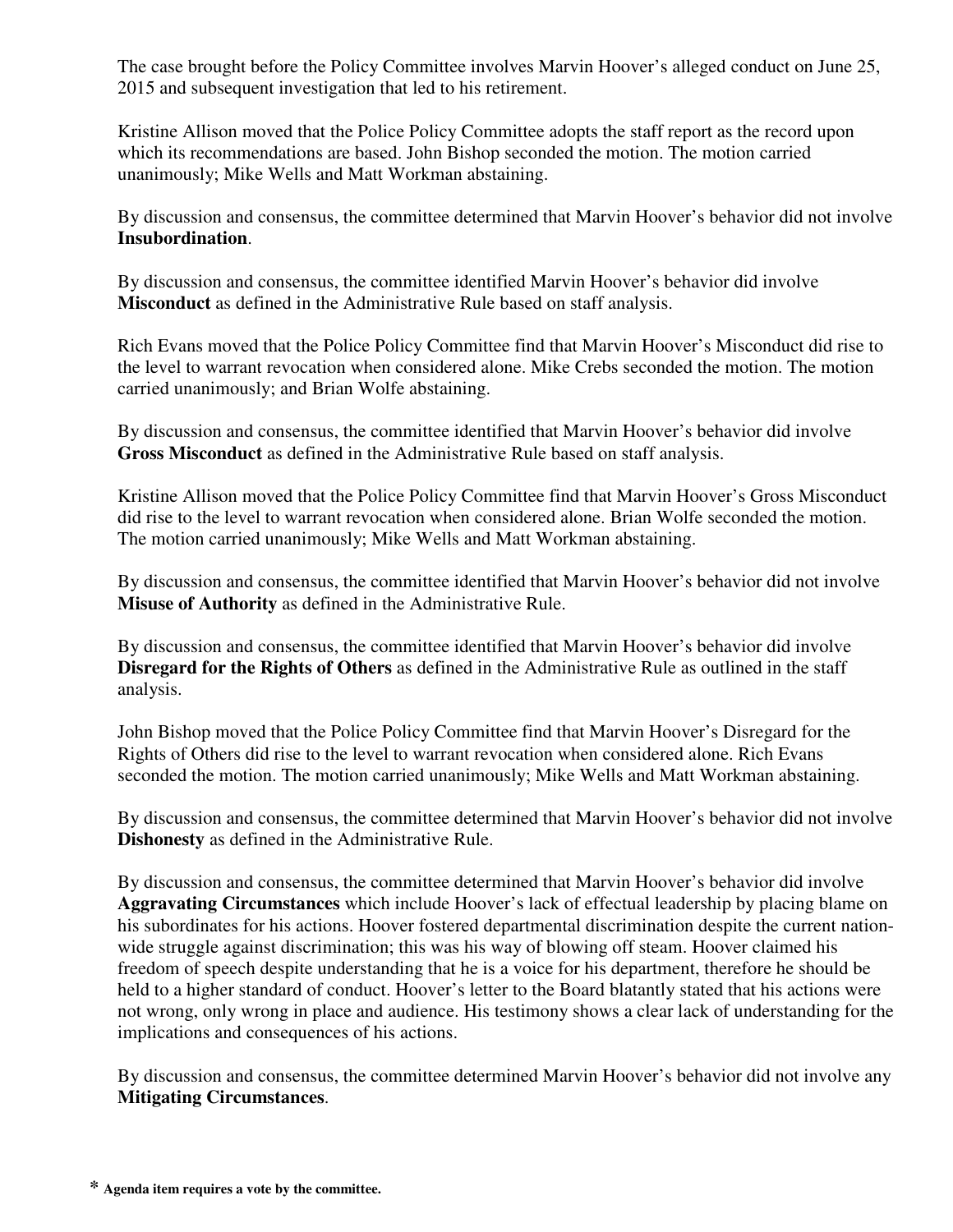The case brought before the Policy Committee involves Marvin Hoover's alleged conduct on June 25, 2015 and subsequent investigation that led to his retirement.

Kristine Allison moved that the Police Policy Committee adopts the staff report as the record upon which its recommendations are based. John Bishop seconded the motion. The motion carried unanimously; Mike Wells and Matt Workman abstaining.

By discussion and consensus, the committee determined that Marvin Hoover's behavior did not involve **Insubordination**.

By discussion and consensus, the committee identified Marvin Hoover's behavior did involve **Misconduct** as defined in the Administrative Rule based on staff analysis.

Rich Evans moved that the Police Policy Committee find that Marvin Hoover's Misconduct did rise to the level to warrant revocation when considered alone. Mike Crebs seconded the motion. The motion carried unanimously; and Brian Wolfe abstaining.

By discussion and consensus, the committee identified that Marvin Hoover's behavior did involve **Gross Misconduct** as defined in the Administrative Rule based on staff analysis.

Kristine Allison moved that the Police Policy Committee find that Marvin Hoover's Gross Misconduct did rise to the level to warrant revocation when considered alone. Brian Wolfe seconded the motion. The motion carried unanimously; Mike Wells and Matt Workman abstaining.

By discussion and consensus, the committee identified that Marvin Hoover's behavior did not involve **Misuse of Authority** as defined in the Administrative Rule.

By discussion and consensus, the committee identified that Marvin Hoover's behavior did involve **Disregard for the Rights of Others** as defined in the Administrative Rule as outlined in the staff analysis.

John Bishop moved that the Police Policy Committee find that Marvin Hoover's Disregard for the Rights of Others did rise to the level to warrant revocation when considered alone. Rich Evans seconded the motion. The motion carried unanimously; Mike Wells and Matt Workman abstaining.

By discussion and consensus, the committee determined that Marvin Hoover's behavior did not involve **Dishonesty** as defined in the Administrative Rule.

By discussion and consensus, the committee determined that Marvin Hoover's behavior did involve **Aggravating Circumstances** which include Hoover's lack of effectual leadership by placing blame on his subordinates for his actions. Hoover fostered departmental discrimination despite the current nation-wide struggle against discrimination; this was his way of blowing off steam. Hoover claimed his freedom of speech despite understanding that he is a voice for his department, therefore he should be held to a higher standard of conduct. Hoover's letter to the Board blatantly stated that his actions were not wrong, only wrong in place and audience. His testimony shows a clear lack of understanding for the implications and consequences of his actions.

By discussion and consensus, the committee determined Marvin Hoover's behavior did not involve any **Mitigating Circumstances**.

\* **Agenda item requires a vote by the committee.**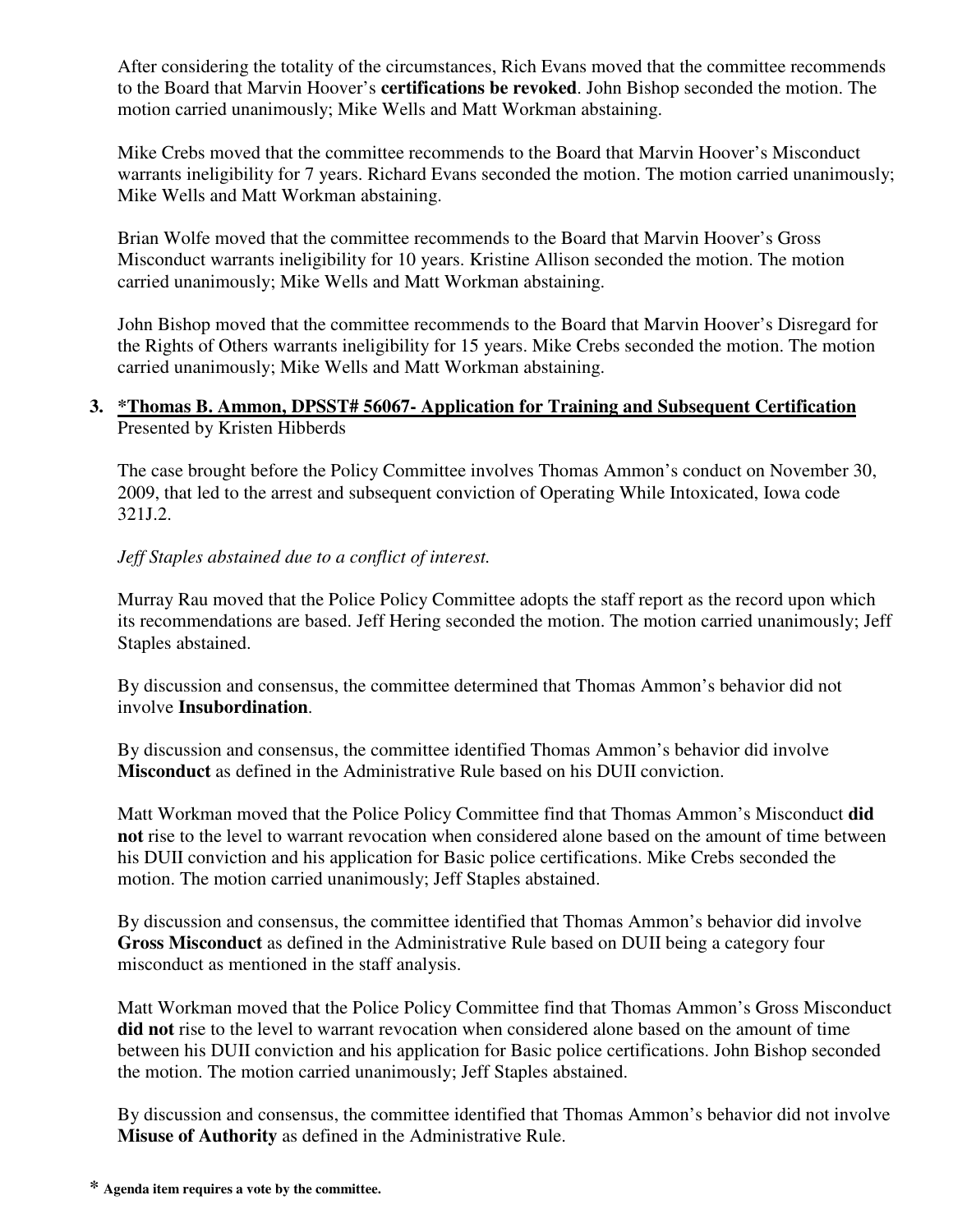After considering the totality of the circumstances, Rich Evans moved that the committee recommends to the Board that Marvin Hoover's **certifications be revoked**. John Bishop seconded the motion. The motion carried unanimously; Mike Wells and Matt Workman abstaining.

Mike Crebs moved that the committee recommends to the Board that Marvin Hoover's Misconduct warrants ineligibility for 7 years. Richard Evans seconded the motion. The motion carried unanimously; Mike Wells and Matt Workman abstaining.

Brian Wolfe moved that the committee recommends to the Board that Marvin Hoover's Gross Misconduct warrants ineligibility for 10 years. Kristine Allison seconded the motion. The motion carried unanimously; Mike Wells and Matt Workman abstaining.

John Bishop moved that the committee recommends to the Board that Marvin Hoover's Disregard for the Rights of Others warrants ineligibility for 15 years. Mike Crebs seconded the motion. The motion carried unanimously; Mike Wells and Matt Workman abstaining.

**3. <u>*Thomas B. Ammon, DPSST# 56067- Application for Training and Subsequent Certification</u>**
Presented by Kristen Hibberds

The case brought before the Policy Committee involves Thomas Ammon's conduct on November 30, 2009, that led to the arrest and subsequent conviction of Operating While Intoxicated, Iowa code 321J.2.

*Jeff Staples abstained due to a conflict of interest.*

Murray Rau moved that the Police Policy Committee adopts the staff report as the record upon which its recommendations are based. Jeff Hering seconded the motion. The motion carried unanimously; Jeff Staples abstained.

By discussion and consensus, the committee determined that Thomas Ammon's behavior did not involve **Insubordination**.

By discussion and consensus, the committee identified Thomas Ammon's behavior did involve **Misconduct** as defined in the Administrative Rule based on his DUII conviction.

Matt Workman moved that the Police Policy Committee find that Thomas Ammon's Misconduct **did not** rise to the level to warrant revocation when considered alone based on the amount of time between his DUII conviction and his application for Basic police certifications. Mike Crebs seconded the motion. The motion carried unanimously; Jeff Staples abstained.

By discussion and consensus, the committee identified that Thomas Ammon's behavior did involve **Gross Misconduct** as defined in the Administrative Rule based on DUII being a category four misconduct as mentioned in the staff analysis.

Matt Workman moved that the Police Policy Committee find that Thomas Ammon's Gross Misconduct **did not** rise to the level to warrant revocation when considered alone based on the amount of time between his DUII conviction and his application for Basic police certifications. John Bishop seconded the motion. The motion carried unanimously; Jeff Staples abstained.

By discussion and consensus, the committee identified that Thomas Ammon's behavior did not involve **Misuse of Authority** as defined in the Administrative Rule.

**\* Agenda item requires a vote by the committee.**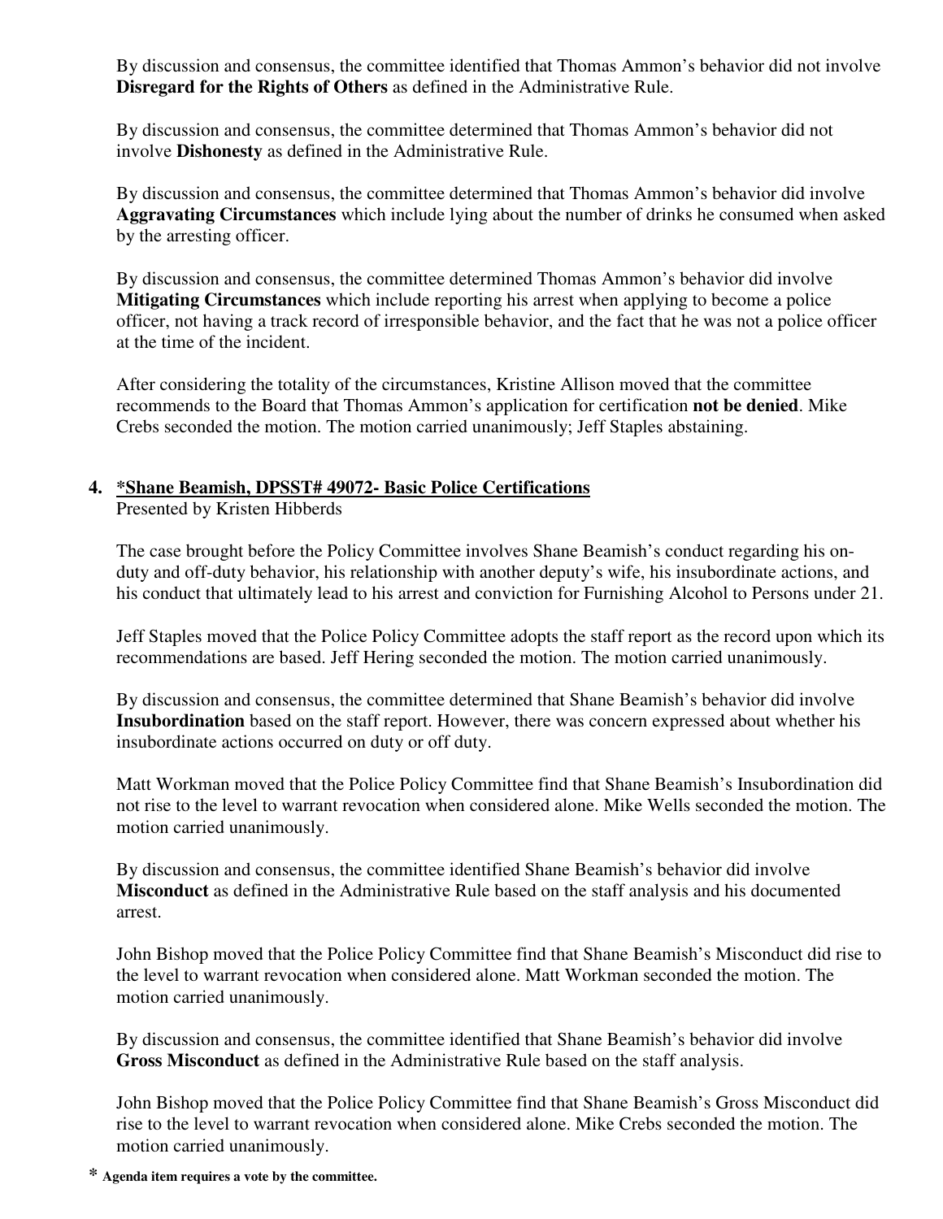By discussion and consensus, the committee identified that Thomas Ammon's behavior did not involve **Disregard for the Rights of Others** as defined in the Administrative Rule.

By discussion and consensus, the committee determined that Thomas Ammon's behavior did not involve **Dishonesty** as defined in the Administrative Rule.

By discussion and consensus, the committee determined that Thomas Ammon's behavior did involve **Aggravating Circumstances** which include lying about the number of drinks he consumed when asked by the arresting officer.

By discussion and consensus, the committee determined Thomas Ammon's behavior did involve **Mitigating Circumstances** which include reporting his arrest when applying to become a police officer, not having a track record of irresponsible behavior, and the fact that he was not a police officer at the time of the incident.

After considering the totality of the circumstances, Kristine Allison moved that the committee recommends to the Board that Thomas Ammon's application for certification **not be denied**. Mike Crebs seconded the motion. The motion carried unanimously; Jeff Staples abstaining.

4. **<u>*Shane Beamish, DPSST# 49072- Basic Police Certifications</u>**
   Presented by Kristen Hibberds

The case brought before the Policy Committee involves Shane Beamish's conduct regarding his on-duty and off-duty behavior, his relationship with another deputy's wife, his insubordinate actions, and his conduct that ultimately lead to his arrest and conviction for Furnishing Alcohol to Persons under 21.

Jeff Staples moved that the Police Policy Committee adopts the staff report as the record upon which its recommendations are based. Jeff Hering seconded the motion. The motion carried unanimously.

By discussion and consensus, the committee determined that Shane Beamish's behavior did involve **Insubordination** based on the staff report. However, there was concern expressed about whether his insubordinate actions occurred on duty or off duty.

Matt Workman moved that the Police Policy Committee find that Shane Beamish's Insubordination did not rise to the level to warrant revocation when considered alone. Mike Wells seconded the motion. The motion carried unanimously.

By discussion and consensus, the committee identified Shane Beamish's behavior did involve **Misconduct** as defined in the Administrative Rule based on the staff analysis and his documented arrest.

John Bishop moved that the Police Policy Committee find that Shane Beamish's Misconduct did rise to the level to warrant revocation when considered alone. Matt Workman seconded the motion. The motion carried unanimously.

By discussion and consensus, the committee identified that Shane Beamish's behavior did involve **Gross Misconduct** as defined in the Administrative Rule based on the staff analysis.

John Bishop moved that the Police Policy Committee find that Shane Beamish's Gross Misconduct did rise to the level to warrant revocation when considered alone. Mike Crebs seconded the motion. The motion carried unanimously.

* **Agenda item requires a vote by the committee.**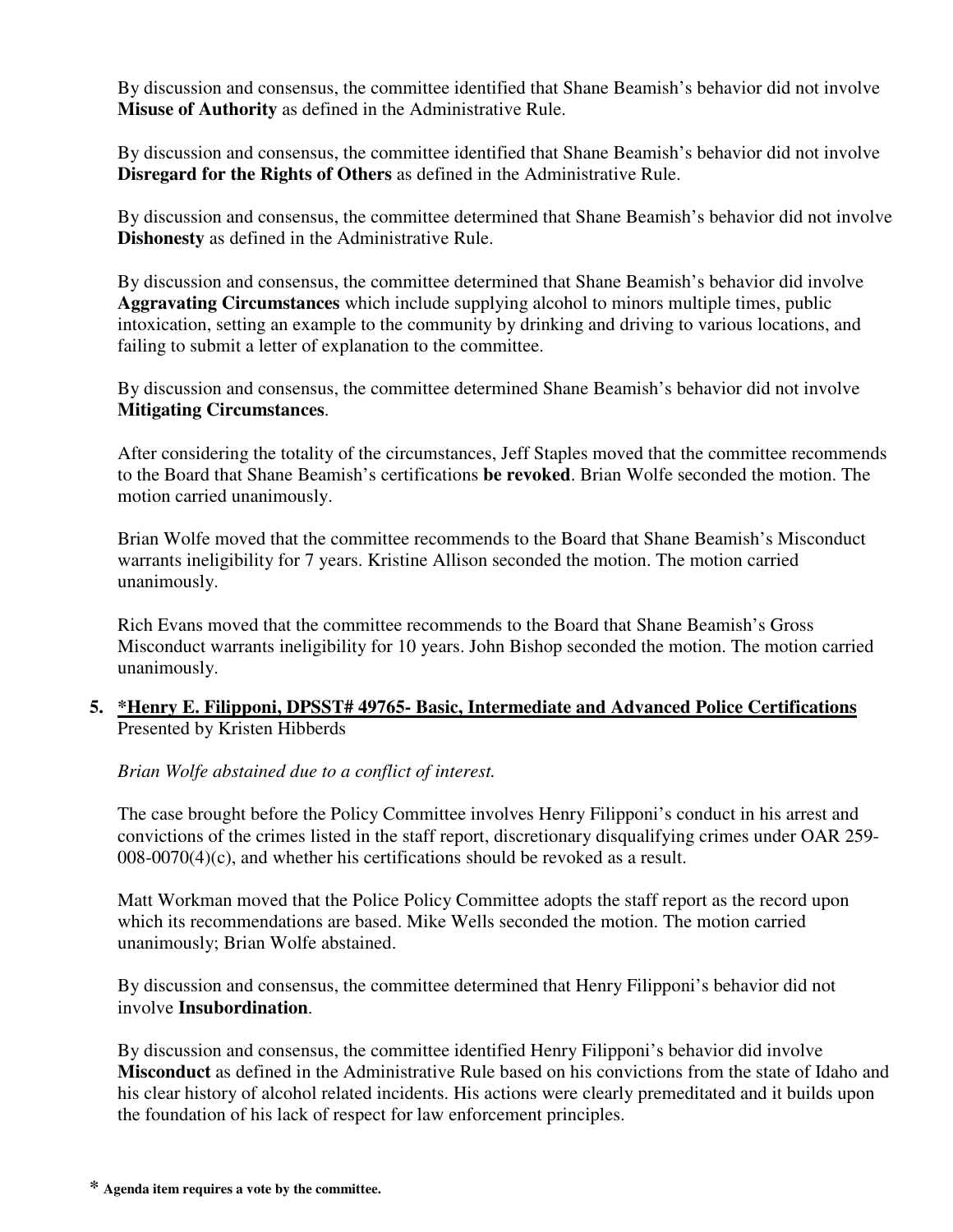By discussion and consensus, the committee identified that Shane Beamish's behavior did not involve **Misuse of Authority** as defined in the Administrative Rule.

By discussion and consensus, the committee identified that Shane Beamish's behavior did not involve **Disregard for the Rights of Others** as defined in the Administrative Rule.

By discussion and consensus, the committee determined that Shane Beamish's behavior did not involve **Dishonesty** as defined in the Administrative Rule.

By discussion and consensus, the committee determined that Shane Beamish's behavior did involve **Aggravating Circumstances** which include supplying alcohol to minors multiple times, public intoxication, setting an example to the community by drinking and driving to various locations, and failing to submit a letter of explanation to the committee.

By discussion and consensus, the committee determined Shane Beamish's behavior did not involve **Mitigating Circumstances**.

After considering the totality of the circumstances, Jeff Staples moved that the committee recommends to the Board that Shane Beamish's certifications **be revoked**. Brian Wolfe seconded the motion. The motion carried unanimously.

Brian Wolfe moved that the committee recommends to the Board that Shane Beamish's Misconduct warrants ineligibility for 7 years. Kristine Allison seconded the motion. The motion carried unanimously.

Rich Evans moved that the committee recommends to the Board that Shane Beamish's Gross Misconduct warrants ineligibility for 10 years. John Bishop seconded the motion. The motion carried unanimously.

5. **<u>*Henry E. Filipponi, DPSST# 49765- Basic, Intermediate and Advanced Police Certifications</u>**
   Presented by Kristen Hibberds

   *Brian Wolfe abstained due to a conflict of interest.*

   The case brought before the Policy Committee involves Henry Filipponi's conduct in his arrest and convictions of the crimes listed in the staff report, discretionary disqualifying crimes under OAR 259-008-0070(4)(c), and whether his certifications should be revoked as a result.

   Matt Workman moved that the Police Policy Committee adopts the staff report as the record upon which its recommendations are based. Mike Wells seconded the motion. The motion carried unanimously; Brian Wolfe abstained.

   By discussion and consensus, the committee determined that Henry Filipponi's behavior did not involve **Insubordination**.

   By discussion and consensus, the committee identified Henry Filipponi's behavior did involve **Misconduct** as defined in the Administrative Rule based on his convictions from the state of Idaho and his clear history of alcohol related incidents. His actions were clearly premeditated and it builds upon the foundation of his lack of respect for law enforcement principles.

\* **Agenda item requires a vote by the committee.**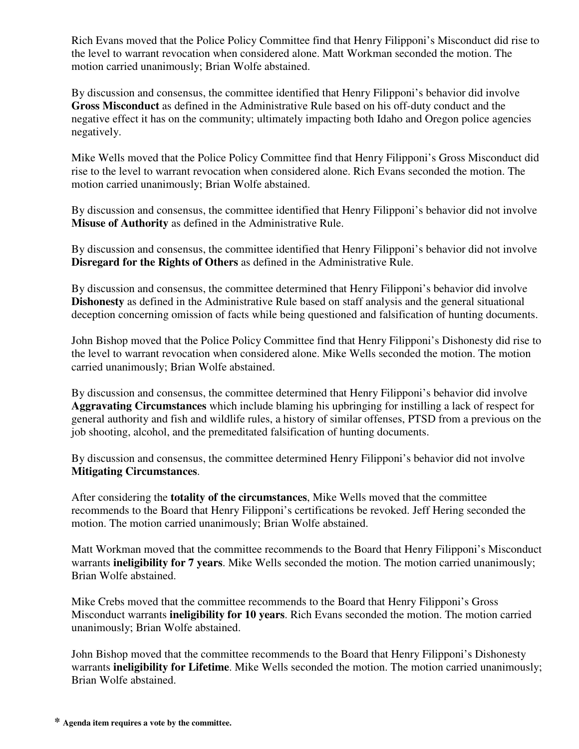Rich Evans moved that the Police Policy Committee find that Henry Filipponi's Misconduct did rise to the level to warrant revocation when considered alone. Matt Workman seconded the motion. The motion carried unanimously; Brian Wolfe abstained.

By discussion and consensus, the committee identified that Henry Filipponi's behavior did involve **Gross Misconduct** as defined in the Administrative Rule based on his off-duty conduct and the negative effect it has on the community; ultimately impacting both Idaho and Oregon police agencies negatively.

Mike Wells moved that the Police Policy Committee find that Henry Filipponi's Gross Misconduct did rise to the level to warrant revocation when considered alone. Rich Evans seconded the motion. The motion carried unanimously; Brian Wolfe abstained.

By discussion and consensus, the committee identified that Henry Filipponi's behavior did not involve **Misuse of Authority** as defined in the Administrative Rule.

By discussion and consensus, the committee identified that Henry Filipponi's behavior did not involve **Disregard for the Rights of Others** as defined in the Administrative Rule.

By discussion and consensus, the committee determined that Henry Filipponi's behavior did involve **Dishonesty** as defined in the Administrative Rule based on staff analysis and the general situational deception concerning omission of facts while being questioned and falsification of hunting documents.

John Bishop moved that the Police Policy Committee find that Henry Filipponi's Dishonesty did rise to the level to warrant revocation when considered alone. Mike Wells seconded the motion. The motion carried unanimously; Brian Wolfe abstained.

By discussion and consensus, the committee determined that Henry Filipponi's behavior did involve **Aggravating Circumstances** which include blaming his upbringing for instilling a lack of respect for general authority and fish and wildlife rules, a history of similar offenses, PTSD from a previous on the job shooting, alcohol, and the premeditated falsification of hunting documents.

By discussion and consensus, the committee determined Henry Filipponi's behavior did not involve **Mitigating Circumstances**.

After considering the **totality of the circumstances**, Mike Wells moved that the committee recommends to the Board that Henry Filipponi's certifications be revoked. Jeff Hering seconded the motion. The motion carried unanimously; Brian Wolfe abstained.

Matt Workman moved that the committee recommends to the Board that Henry Filipponi's Misconduct warrants **ineligibility for 7 years**. Mike Wells seconded the motion. The motion carried unanimously; Brian Wolfe abstained.

Mike Crebs moved that the committee recommends to the Board that Henry Filipponi's Gross Misconduct warrants **ineligibility for 10 years**. Rich Evans seconded the motion. The motion carried unanimously; Brian Wolfe abstained.

John Bishop moved that the committee recommends to the Board that Henry Filipponi's Dishonesty warrants **ineligibility for Lifetime**. Mike Wells seconded the motion. The motion carried unanimously; Brian Wolfe abstained.

**\* Agenda item requires a vote by the committee.**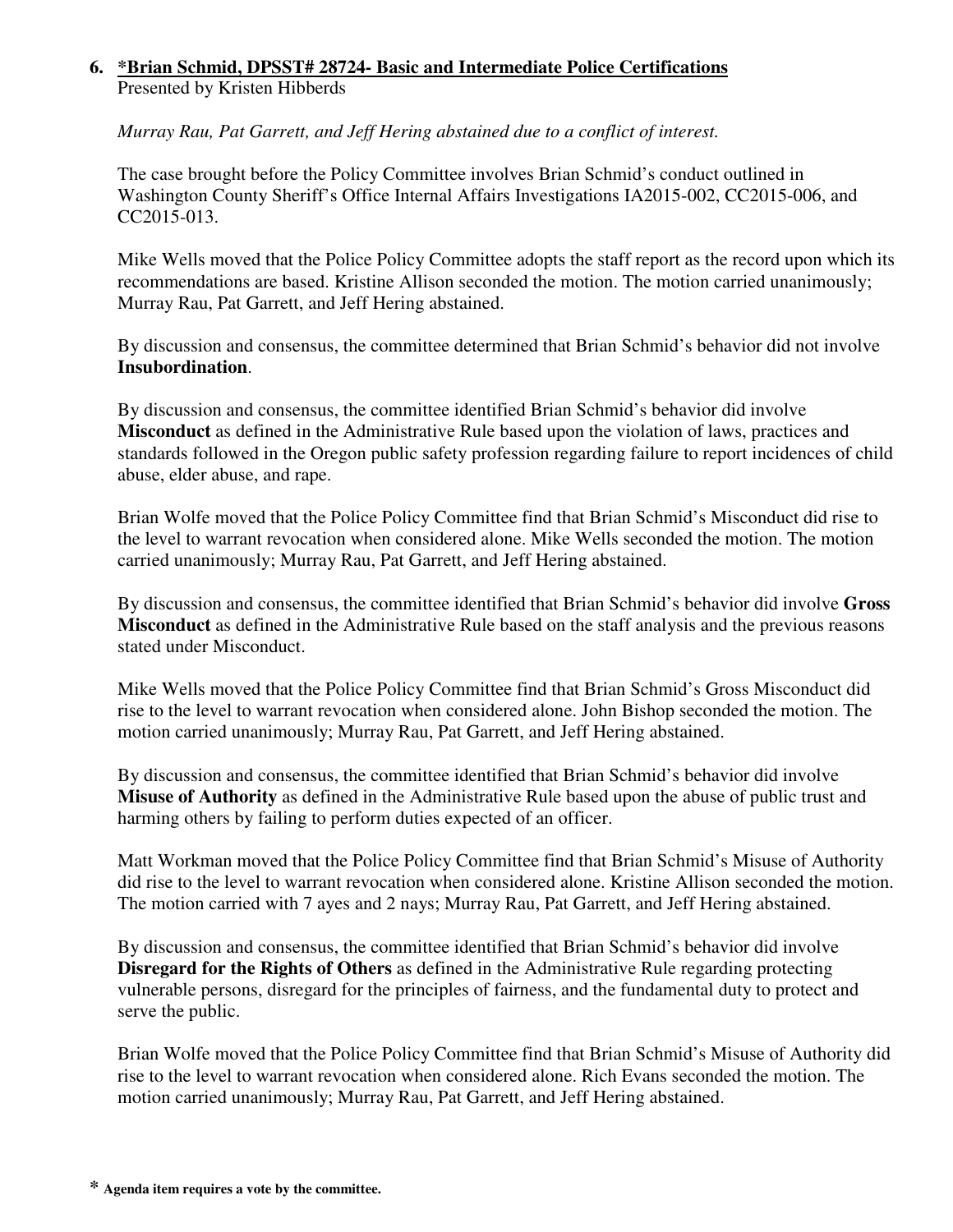6. ***Brian Schmid, DPSST# 28724- Basic and Intermediate Police Certifications**
Presented by Kristen Hibberds

*Murray Rau, Pat Garrett, and Jeff Hering abstained due to a conflict of interest.*

The case brought before the Policy Committee involves Brian Schmid's conduct outlined in Washington County Sheriff's Office Internal Affairs Investigations IA2015-002, CC2015-006, and CC2015-013.

Mike Wells moved that the Police Policy Committee adopts the staff report as the record upon which its recommendations are based. Kristine Allison seconded the motion. The motion carried unanimously; Murray Rau, Pat Garrett, and Jeff Hering abstained.

By discussion and consensus, the committee determined that Brian Schmid's behavior did not involve **Insubordination**.

By discussion and consensus, the committee identified Brian Schmid's behavior did involve **Misconduct** as defined in the Administrative Rule based upon the violation of laws, practices and standards followed in the Oregon public safety profession regarding failure to report incidences of child abuse, elder abuse, and rape.

Brian Wolfe moved that the Police Policy Committee find that Brian Schmid's Misconduct did rise to the level to warrant revocation when considered alone. Mike Wells seconded the motion. The motion carried unanimously; Murray Rau, Pat Garrett, and Jeff Hering abstained.

By discussion and consensus, the committee identified that Brian Schmid's behavior did involve **Gross Misconduct** as defined in the Administrative Rule based on the staff analysis and the previous reasons stated under Misconduct.

Mike Wells moved that the Police Policy Committee find that Brian Schmid's Gross Misconduct did rise to the level to warrant revocation when considered alone. John Bishop seconded the motion. The motion carried unanimously; Murray Rau, Pat Garrett, and Jeff Hering abstained.

By discussion and consensus, the committee identified that Brian Schmid's behavior did involve **Misuse of Authority** as defined in the Administrative Rule based upon the abuse of public trust and harming others by failing to perform duties expected of an officer.

Matt Workman moved that the Police Policy Committee find that Brian Schmid's Misuse of Authority did rise to the level to warrant revocation when considered alone. Kristine Allison seconded the motion. The motion carried with 7 ayes and 2 nays; Murray Rau, Pat Garrett, and Jeff Hering abstained.

By discussion and consensus, the committee identified that Brian Schmid's behavior did involve **Disregard for the Rights of Others** as defined in the Administrative Rule regarding protecting vulnerable persons, disregard for the principles of fairness, and the fundamental duty to protect and serve the public.

Brian Wolfe moved that the Police Policy Committee find that Brian Schmid's Misuse of Authority did rise to the level to warrant revocation when considered alone. Rich Evans seconded the motion. The motion carried unanimously; Murray Rau, Pat Garrett, and Jeff Hering abstained.

**\* Agenda item requires a vote by the committee.**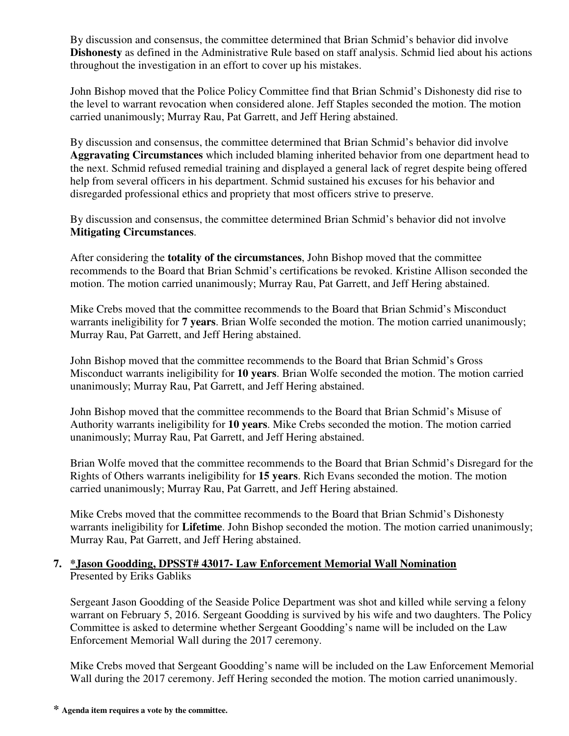By discussion and consensus, the committee determined that Brian Schmid's behavior did involve **Dishonesty** as defined in the Administrative Rule based on staff analysis. Schmid lied about his actions throughout the investigation in an effort to cover up his mistakes.

John Bishop moved that the Police Policy Committee find that Brian Schmid's Dishonesty did rise to the level to warrant revocation when considered alone. Jeff Staples seconded the motion. The motion carried unanimously; Murray Rau, Pat Garrett, and Jeff Hering abstained.

By discussion and consensus, the committee determined that Brian Schmid's behavior did involve **Aggravating Circumstances** which included blaming inherited behavior from one department head to the next. Schmid refused remedial training and displayed a general lack of regret despite being offered help from several officers in his department. Schmid sustained his excuses for his behavior and disregarded professional ethics and propriety that most officers strive to preserve.

By discussion and consensus, the committee determined Brian Schmid's behavior did not involve **Mitigating Circumstances**.

After considering the **totality of the circumstances**, John Bishop moved that the committee recommends to the Board that Brian Schmid's certifications be revoked. Kristine Allison seconded the motion. The motion carried unanimously; Murray Rau, Pat Garrett, and Jeff Hering abstained.

Mike Crebs moved that the committee recommends to the Board that Brian Schmid's Misconduct warrants ineligibility for **7 years**. Brian Wolfe seconded the motion. The motion carried unanimously; Murray Rau, Pat Garrett, and Jeff Hering abstained.

John Bishop moved that the committee recommends to the Board that Brian Schmid's Gross Misconduct warrants ineligibility for **10 years**. Brian Wolfe seconded the motion. The motion carried unanimously; Murray Rau, Pat Garrett, and Jeff Hering abstained.

John Bishop moved that the committee recommends to the Board that Brian Schmid's Misuse of Authority warrants ineligibility for **10 years**. Mike Crebs seconded the motion. The motion carried unanimously; Murray Rau, Pat Garrett, and Jeff Hering abstained.

Brian Wolfe moved that the committee recommends to the Board that Brian Schmid's Disregard for the Rights of Others warrants ineligibility for **15 years**. Rich Evans seconded the motion. The motion carried unanimously; Murray Rau, Pat Garrett, and Jeff Hering abstained.

Mike Crebs moved that the committee recommends to the Board that Brian Schmid's Dishonesty warrants ineligibility for **Lifetime**. John Bishop seconded the motion. The motion carried unanimously; Murray Rau, Pat Garrett, and Jeff Hering abstained.

**7. <u>*Jason Goodding, DPSST# 43017- Law Enforcement Memorial Wall Nomination</u>**
Presented by Eriks Gabliks

Sergeant Jason Goodding of the Seaside Police Department was shot and killed while serving a felony warrant on February 5, 2016. Sergeant Goodding is survived by his wife and two daughters. The Policy Committee is asked to determine whether Sergeant Goodding's name will be included on the Law Enforcement Memorial Wall during the 2017 ceremony.

Mike Crebs moved that Sergeant Goodding's name will be included on the Law Enforcement Memorial Wall during the 2017 ceremony. Jeff Hering seconded the motion. The motion carried unanimously.

**\* Agenda item requires a vote by the committee.**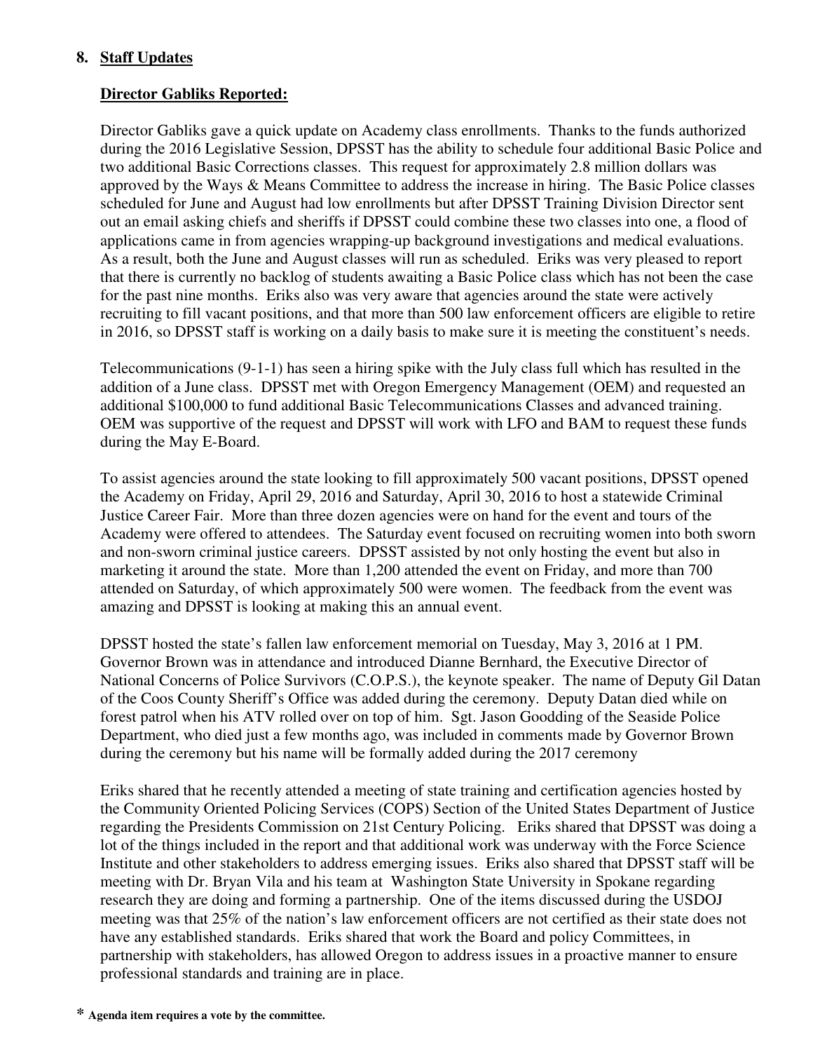## 8. Staff Updates

### Director Gabliks Reported:

Director Gabliks gave a quick update on Academy class enrollments. Thanks to the funds authorized during the 2016 Legislative Session, DPSST has the ability to schedule four additional Basic Police and two additional Basic Corrections classes. This request for approximately 2.8 million dollars was approved by the Ways & Means Committee to address the increase in hiring. The Basic Police classes scheduled for June and August had low enrollments but after DPSST Training Division Director sent out an email asking chiefs and sheriffs if DPSST could combine these two classes into one, a flood of applications came in from agencies wrapping-up background investigations and medical evaluations. As a result, both the June and August classes will run as scheduled. Eriks was very pleased to report that there is currently no backlog of students awaiting a Basic Police class which has not been the case for the past nine months. Eriks also was very aware that agencies around the state were actively recruiting to fill vacant positions, and that more than 500 law enforcement officers are eligible to retire in 2016, so DPSST staff is working on a daily basis to make sure it is meeting the constituent's needs.

Telecommunications (9-1-1) has seen a hiring spike with the July class full which has resulted in the addition of a June class. DPSST met with Oregon Emergency Management (OEM) and requested an additional $100,000 to fund additional Basic Telecommunications Classes and advanced training. OEM was supportive of the request and DPSST will work with LFO and BAM to request these funds during the May E-Board.

To assist agencies around the state looking to fill approximately 500 vacant positions, DPSST opened the Academy on Friday, April 29, 2016 and Saturday, April 30, 2016 to host a statewide Criminal Justice Career Fair. More than three dozen agencies were on hand for the event and tours of the Academy were offered to attendees. The Saturday event focused on recruiting women into both sworn and non-sworn criminal justice careers. DPSST assisted by not only hosting the event but also in marketing it around the state. More than 1,200 attended the event on Friday, and more than 700 attended on Saturday, of which approximately 500 were women. The feedback from the event was amazing and DPSST is looking at making this an annual event.

DPSST hosted the state's fallen law enforcement memorial on Tuesday, May 3, 2016 at 1 PM. Governor Brown was in attendance and introduced Dianne Bernhard, the Executive Director of National Concerns of Police Survivors (C.O.P.S.), the keynote speaker. The name of Deputy Gil Datan of the Coos County Sheriff's Office was added during the ceremony. Deputy Datan died while on forest patrol when his ATV rolled over on top of him. Sgt. Jason Goodding of the Seaside Police Department, who died just a few months ago, was included in comments made by Governor Brown during the ceremony but his name will be formally added during the 2017 ceremony

Eriks shared that he recently attended a meeting of state training and certification agencies hosted by the Community Oriented Policing Services (COPS) Section of the United States Department of Justice regarding the Presidents Commission on 21st Century Policing. Eriks shared that DPSST was doing a lot of the things included in the report and that additional work was underway with the Force Science Institute and other stakeholders to address emerging issues. Eriks also shared that DPSST staff will be meeting with Dr. Bryan Vila and his team at Washington State University in Spokane regarding research they are doing and forming a partnership. One of the items discussed during the USDOJ meeting was that 25% of the nation's law enforcement officers are not certified as their state does not have any established standards. Eriks shared that work the Board and policy Committees, in partnership with stakeholders, has allowed Oregon to address issues in a proactive manner to ensure professional standards and training are in place.

* **Agenda item requires a vote by the committee.**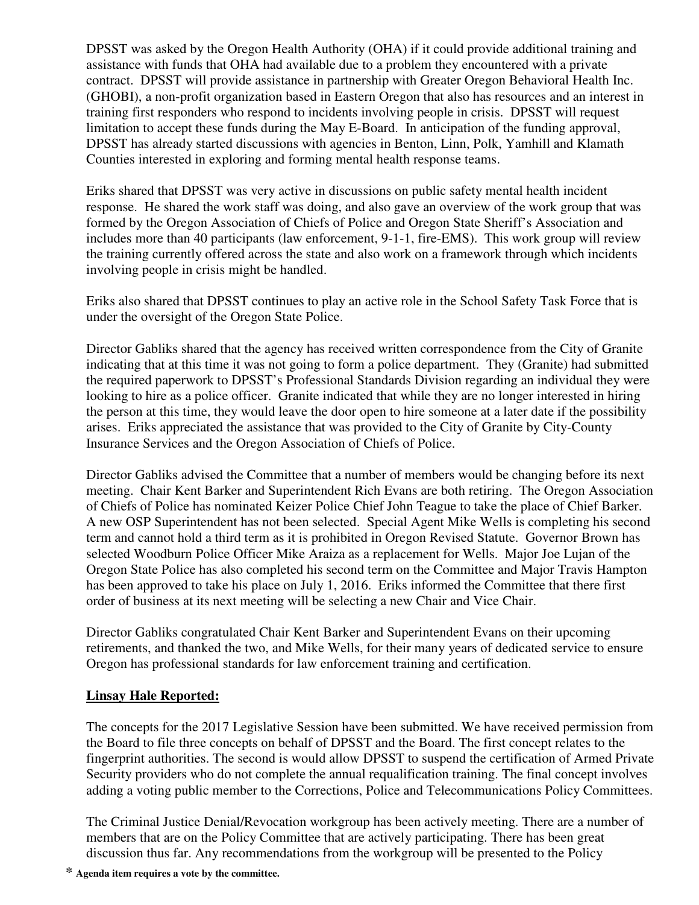DPSST was asked by the Oregon Health Authority (OHA) if it could provide additional training and assistance with funds that OHA had available due to a problem they encountered with a private contract. DPSST will provide assistance in partnership with Greater Oregon Behavioral Health Inc. (GHOBI), a non-profit organization based in Eastern Oregon that also has resources and an interest in training first responders who respond to incidents involving people in crisis. DPSST will request limitation to accept these funds during the May E-Board. In anticipation of the funding approval, DPSST has already started discussions with agencies in Benton, Linn, Polk, Yamhill and Klamath Counties interested in exploring and forming mental health response teams.

Eriks shared that DPSST was very active in discussions on public safety mental health incident response. He shared the work staff was doing, and also gave an overview of the work group that was formed by the Oregon Association of Chiefs of Police and Oregon State Sheriff's Association and includes more than 40 participants (law enforcement, 9-1-1, fire-EMS). This work group will review the training currently offered across the state and also work on a framework through which incidents involving people in crisis might be handled.

Eriks also shared that DPSST continues to play an active role in the School Safety Task Force that is under the oversight of the Oregon State Police.

Director Gabliks shared that the agency has received written correspondence from the City of Granite indicating that at this time it was not going to form a police department. They (Granite) had submitted the required paperwork to DPSST's Professional Standards Division regarding an individual they were looking to hire as a police officer. Granite indicated that while they are no longer interested in hiring the person at this time, they would leave the door open to hire someone at a later date if the possibility arises. Eriks appreciated the assistance that was provided to the City of Granite by City-County Insurance Services and the Oregon Association of Chiefs of Police.

Director Gabliks advised the Committee that a number of members would be changing before its next meeting. Chair Kent Barker and Superintendent Rich Evans are both retiring. The Oregon Association of Chiefs of Police has nominated Keizer Police Chief John Teague to take the place of Chief Barker. A new OSP Superintendent has not been selected. Special Agent Mike Wells is completing his second term and cannot hold a third term as it is prohibited in Oregon Revised Statute. Governor Brown has selected Woodburn Police Officer Mike Araiza as a replacement for Wells. Major Joe Lujan of the Oregon State Police has also completed his second term on the Committee and Major Travis Hampton has been approved to take his place on July 1, 2016. Eriks informed the Committee that there first order of business at its next meeting will be selecting a new Chair and Vice Chair.

Director Gabliks congratulated Chair Kent Barker and Superintendent Evans on their upcoming retirements, and thanked the two, and Mike Wells, for their many years of dedicated service to ensure Oregon has professional standards for law enforcement training and certification.

**Linsay Hale Reported:**

The concepts for the 2017 Legislative Session have been submitted. We have received permission from the Board to file three concepts on behalf of DPSST and the Board. The first concept relates to the fingerprint authorities. The second is would allow DPSST to suspend the certification of Armed Private Security providers who do not complete the annual requalification training. The final concept involves adding a voting public member to the Corrections, Police and Telecommunications Policy Committees.

The Criminal Justice Denial/Revocation workgroup has been actively meeting. There are a number of members that are on the Policy Committee that are actively participating. There has been great discussion thus far. Any recommendations from the workgroup will be presented to the Policy

\* **Agenda item requires a vote by the committee.**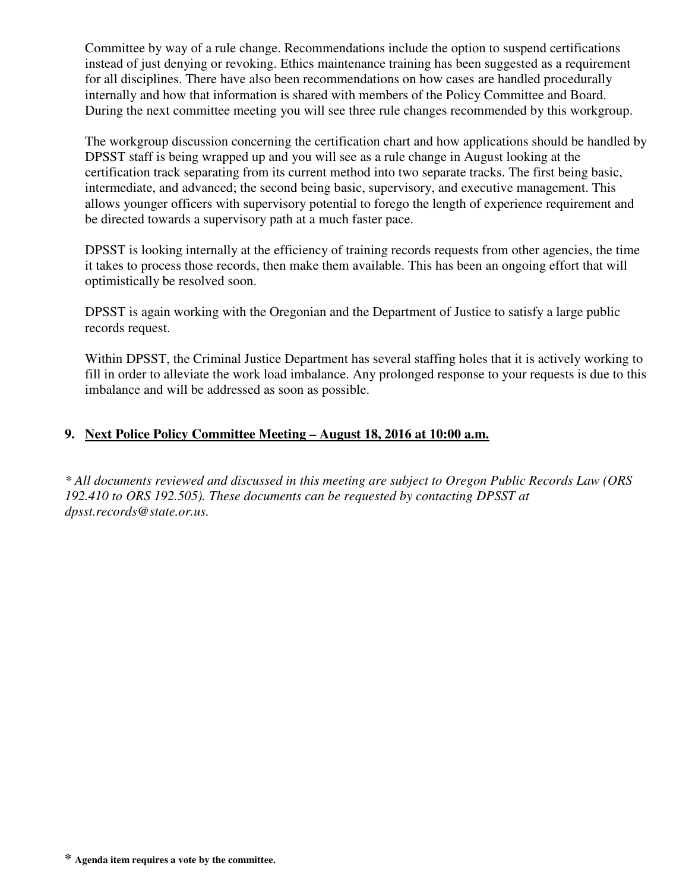Committee by way of a rule change. Recommendations include the option to suspend certifications instead of just denying or revoking. Ethics maintenance training has been suggested as a requirement for all disciplines. There have also been recommendations on how cases are handled procedurally internally and how that information is shared with members of the Policy Committee and Board. During the next committee meeting you will see three rule changes recommended by this workgroup.

The workgroup discussion concerning the certification chart and how applications should be handled by DPSST staff is being wrapped up and you will see as a rule change in August looking at the certification track separating from its current method into two separate tracks. The first being basic, intermediate, and advanced; the second being basic, supervisory, and executive management. This allows younger officers with supervisory potential to forego the length of experience requirement and be directed towards a supervisory path at a much faster pace.

DPSST is looking internally at the efficiency of training records requests from other agencies, the time it takes to process those records, then make them available. This has been an ongoing effort that will optimistically be resolved soon.

DPSST is again working with the Oregonian and the Department of Justice to satisfy a large public records request.

Within DPSST, the Criminal Justice Department has several staffing holes that it is actively working to fill in order to alleviate the work load imbalance. Any prolonged response to your requests is due to this imbalance and will be addressed as soon as possible.

## 9. <u>Next Police Policy Committee Meeting – August 18, 2016 at 10:00 a.m.</u>

*\* All documents reviewed and discussed in this meeting are subject to Oregon Public Records Law (ORS 192.410 to ORS 192.505). These documents can be requested by contacting DPSST at dpsst.records@state.or.us.*

**\* Agenda item requires a vote by the committee.**